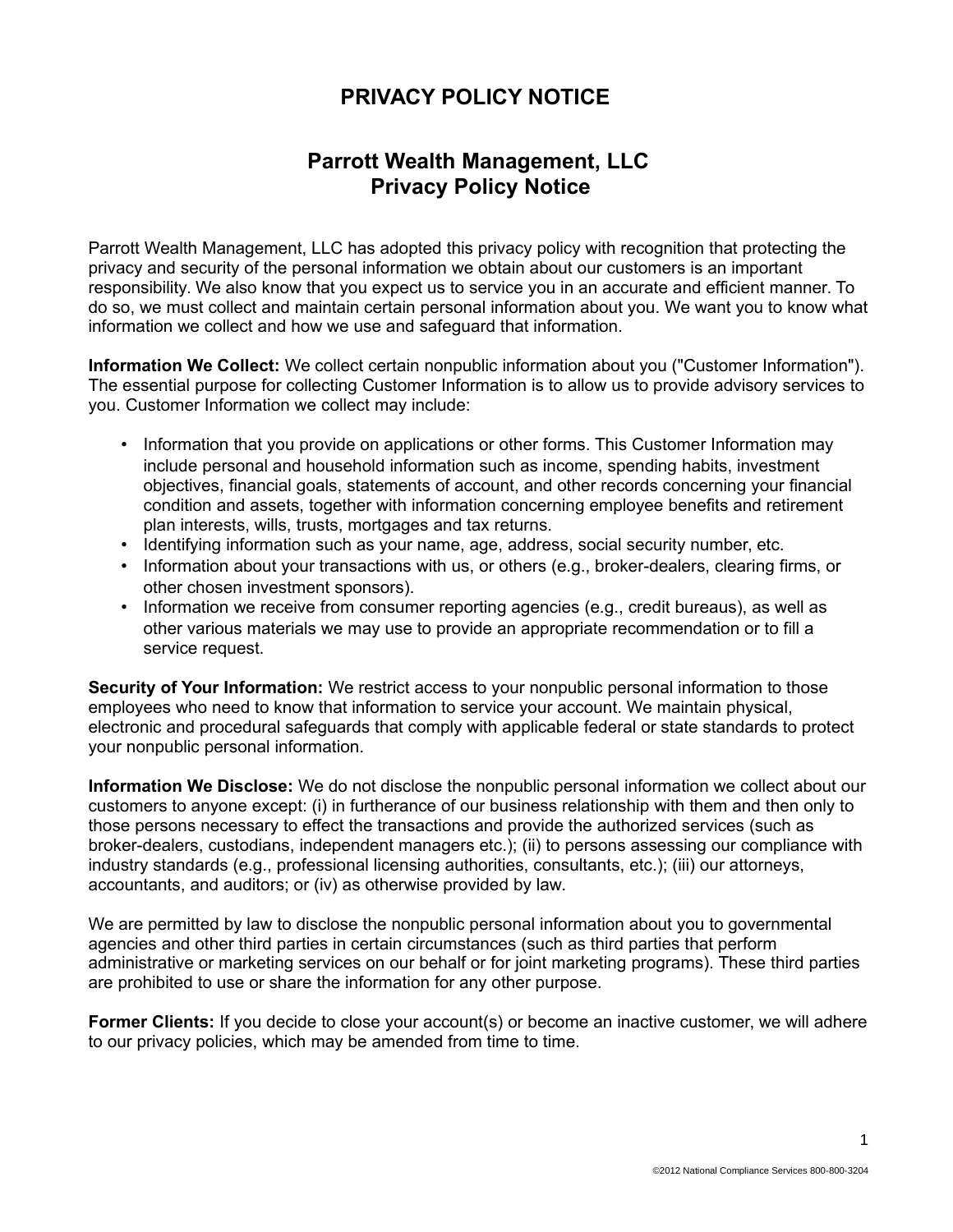# PRIVACY POLICY NOTICE

## Parrott Wealth Management, LLC
## Privacy Policy Notice

Parrott Wealth Management, LLC has adopted this privacy policy with recognition that protecting the privacy and security of the personal information we obtain about our customers is an important responsibility. We also know that you expect us to service you in an accurate and efficient manner. To do so, we must collect and maintain certain personal information about you. We want you to know what information we collect and how we use and safeguard that information.

**Information We Collect:** We collect certain nonpublic information about you ("Customer Information"). The essential purpose for collecting Customer Information is to allow us to provide advisory services to you. Customer Information we collect may include:

- Information that you provide on applications or other forms. This Customer Information may include personal and household information such as income, spending habits, investment objectives, financial goals, statements of account, and other records concerning your financial condition and assets, together with information concerning employee benefits and retirement plan interests, wills, trusts, mortgages and tax returns.
- Identifying information such as your name, age, address, social security number, etc.
- Information about your transactions with us, or others (e.g., broker-dealers, clearing firms, or other chosen investment sponsors).
- Information we receive from consumer reporting agencies (e.g., credit bureaus), as well as other various materials we may use to provide an appropriate recommendation or to fill a service request.

**Security of Your Information:** We restrict access to your nonpublic personal information to those employees who need to know that information to service your account. We maintain physical, electronic and procedural safeguards that comply with applicable federal or state standards to protect your nonpublic personal information.

**Information We Disclose:** We do not disclose the nonpublic personal information we collect about our customers to anyone except: (i) in furtherance of our business relationship with them and then only to those persons necessary to effect the transactions and provide the authorized services (such as broker-dealers, custodians, independent managers etc.); (ii) to persons assessing our compliance with industry standards (e.g., professional licensing authorities, consultants, etc.); (iii) our attorneys, accountants, and auditors; or (iv) as otherwise provided by law.

We are permitted by law to disclose the nonpublic personal information about you to governmental agencies and other third parties in certain circumstances (such as third parties that perform administrative or marketing services on our behalf or for joint marketing programs). These third parties are prohibited to use or share the information for any other purpose.

**Former Clients:** If you decide to close your account(s) or become an inactive customer, we will adhere to our privacy policies, which may be amended from time to time.

©2012 National Compliance Services 800-800-3204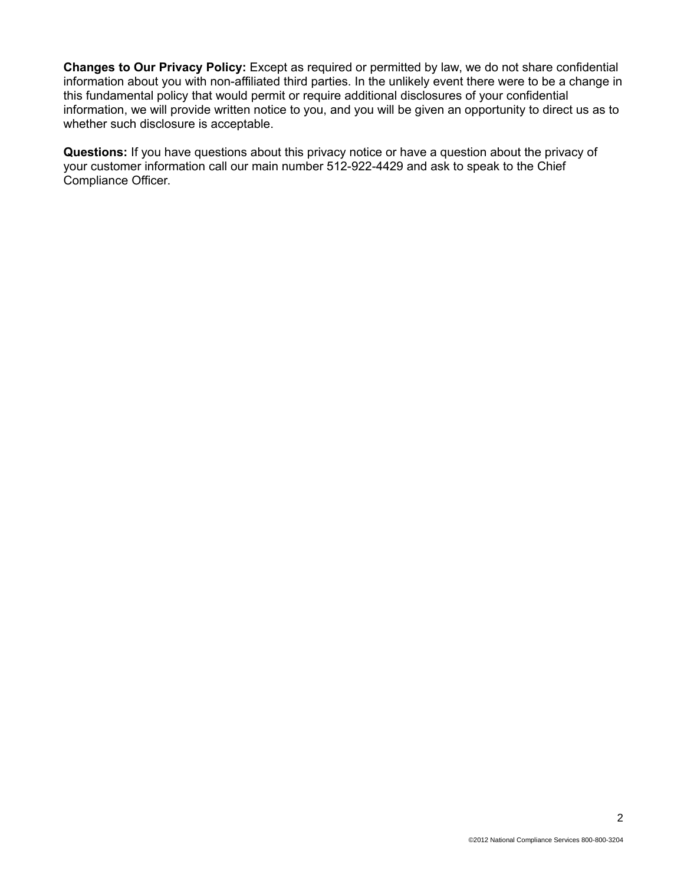**Changes to Our Privacy Policy:** Except as required or permitted by law, we do not share confidential information about you with non-affiliated third parties. In the unlikely event there were to be a change in this fundamental policy that would permit or require additional disclosures of your confidential information, we will provide written notice to you, and you will be given an opportunity to direct us as to whether such disclosure is acceptable.

**Questions:** If you have questions about this privacy notice or have a question about the privacy of your customer information call our main number 512-922-4429 and ask to speak to the Chief Compliance Officer.